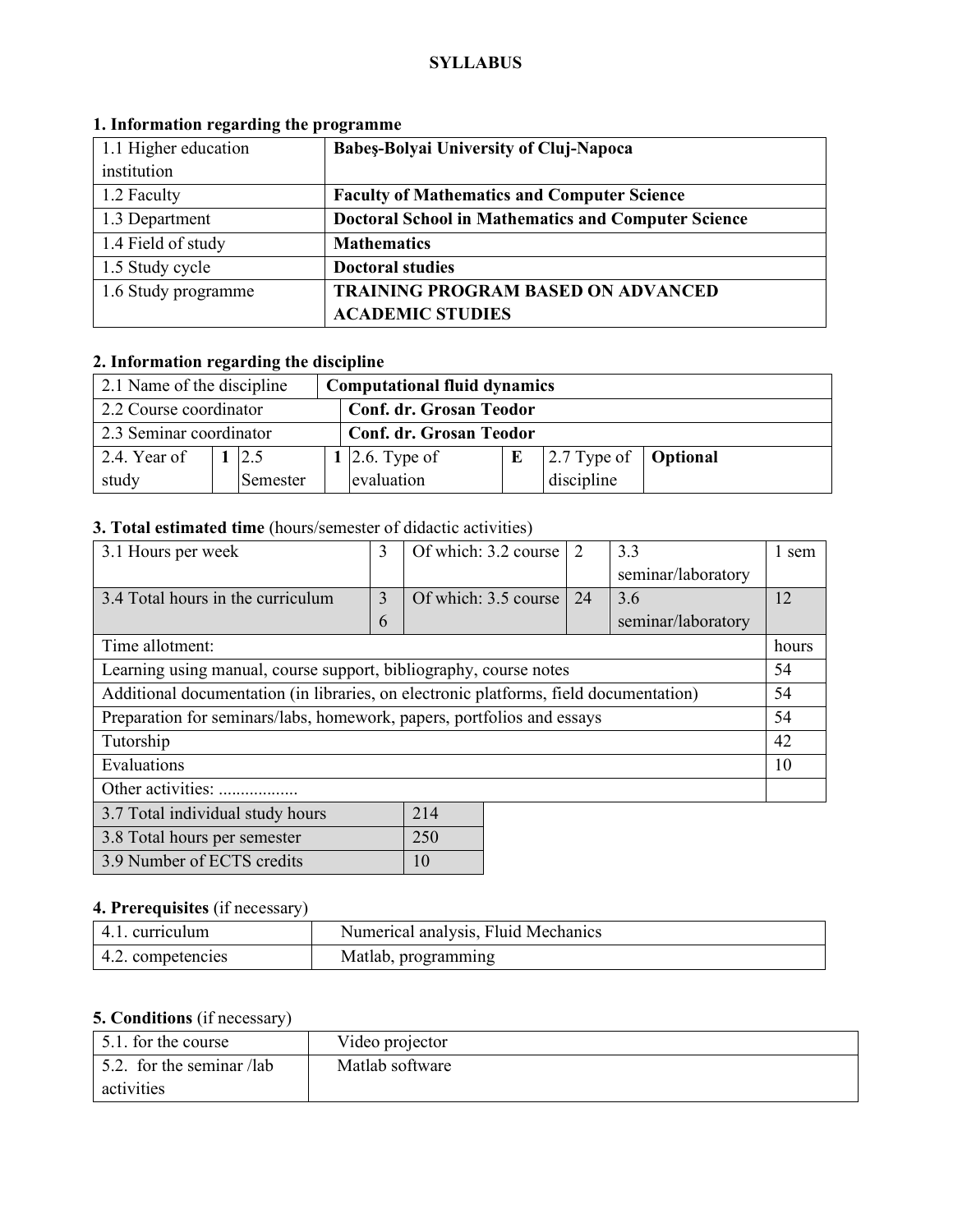**SYLLABUS**

## 1. Information regarding the programme

| | |
|---|---|
| 1.1 Higher education institution | **Babeş-Bolyai University of Cluj-Napoca** |
| 1.2 Faculty | **Faculty of Mathematics and Computer Science** |
| 1.3 Department | **Doctoral School in Mathematics and Computer Science** |
| 1.4 Field of study | **Mathematics** |
| 1.5 Study cycle | **Doctoral studies** |
| 1.6 Study programme | **TRAINING PROGRAM BASED ON ADVANCED ACADEMIC STUDIES** |

## 2. Information regarding the discipline

| | | | | | | | |
|---|---|---|---|---|---|---|---|
| 2.1 Name of the discipline | **Computational fluid dynamics** | | | | | | |
| 2.2 Course coordinator | **Conf. dr. Grosan Teodor** | | | | | | |
| 2.3 Seminar coordinator | **Conf. dr. Grosan Teodor** | | | | | | |
| 2.4. Year of study | **1** | 2.5 Semester | **1** | 2.6. Type of evaluation | **E** | 2.7 Type of discipline | **Optional** |

## 3. Total estimated time (hours/semester of didactic activities)

| | | | | | |
|---|---|---|---|---|---|
| 3.1 Hours per week | 3 | Of which: 3.2 course | 2 | 3.3 seminar/laboratory | 1 sem |
| 3.4 Total hours in the curriculum | 36 | Of which: 3.5 course | 24 | 3.6 seminar/laboratory | 12 |

| Time allotment: | hours |
|---|---|
| Learning using manual, course support, bibliography, course notes | 54 |
| Additional documentation (in libraries, on electronic platforms, field documentation) | 54 |
| Preparation for seminars/labs, homework, papers, portfolios and essays | 54 |
| Tutorship | 42 |
| Evaluations | 10 |
| Other activities: .................. | |

| | |
|---|---|
| 3.7 Total individual study hours | 214 |
| 3.8 Total hours per semester | 250 |
| 3.9 Number of ECTS credits | 10 |

## 4. Prerequisites (if necessary)

| | |
|---|---|
| 4.1. curriculum | Numerical analysis, Fluid Mechanics |
| 4.2. competencies | Matlab, programming |

## 5. Conditions (if necessary)

| | |
|---|---|
| 5.1. for the course | Video projector |
| 5.2. for the seminar /lab activities | Matlab software |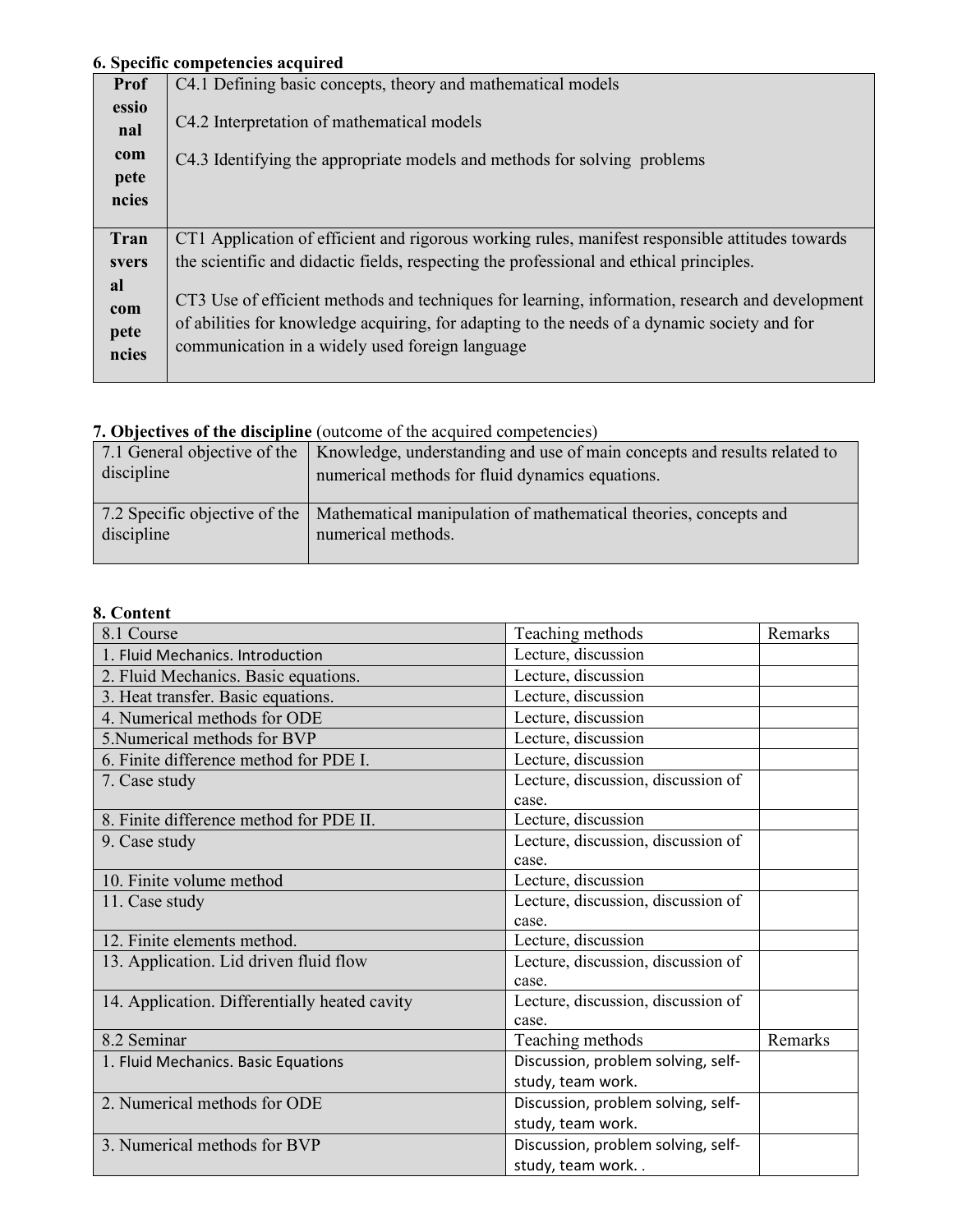**6. Specific competencies acquired**

| | |
|---|---|
| **Professional competencies** | C4.1 Defining basic concepts, theory and mathematical models<br><br>C4.2 Interpretation of mathematical models<br><br>C4.3 Identifying the appropriate models and methods for solving problems |
| **Transversal competencies** | CT1 Application of efficient and rigorous working rules, manifest responsible attitudes towards the scientific and didactic fields, respecting the professional and ethical principles.<br><br>CT3 Use of efficient methods and techniques for learning, information, research and development of abilities for knowledge acquiring, for adapting to the needs of a dynamic society and for communication in a widely used foreign language |

**7. Objectives of the discipline** (outcome of the acquired competencies)

| | |
|---|---|
| 7.1 General objective of the discipline | Knowledge, understanding and use of main concepts and results related to numerical methods for fluid dynamics equations. |
| 7.2 Specific objective of the discipline | Mathematical manipulation of mathematical theories, concepts and numerical methods. |

**8. Content**

| 8.1 Course | Teaching methods | Remarks |
|---|---|---|
| 1. Fluid Mechanics. Introduction | Lecture, discussion | |
| 2. Fluid Mechanics. Basic equations. | Lecture, discussion | |
| 3. Heat transfer. Basic equations. | Lecture, discussion | |
| 4. Numerical methods for ODE | Lecture, discussion | |
| 5.Numerical methods for BVP | Lecture, discussion | |
| 6. Finite difference method for PDE I. | Lecture, discussion | |
| 7. Case study | Lecture, discussion, discussion of case. | |
| 8. Finite difference method for PDE II. | Lecture, discussion | |
| 9. Case study | Lecture, discussion, discussion of case. | |
| 10. Finite volume method | Lecture, discussion | |
| 11. Case study | Lecture, discussion, discussion of case. | |
| 12. Finite elements method. | Lecture, discussion | |
| 13. Application. Lid driven fluid flow | Lecture, discussion, discussion of case. | |
| 14. Application. Differentially heated cavity | Lecture, discussion, discussion of case. | |
| 8.2 Seminar | Teaching methods | Remarks |
| 1. Fluid Mechanics. Basic Equations | Discussion, problem solving, self-study, team work. | |
| 2. Numerical methods for ODE | Discussion, problem solving, self-study, team work. | |
| 3. Numerical methods for BVP | Discussion, problem solving, self-study, team work. . | |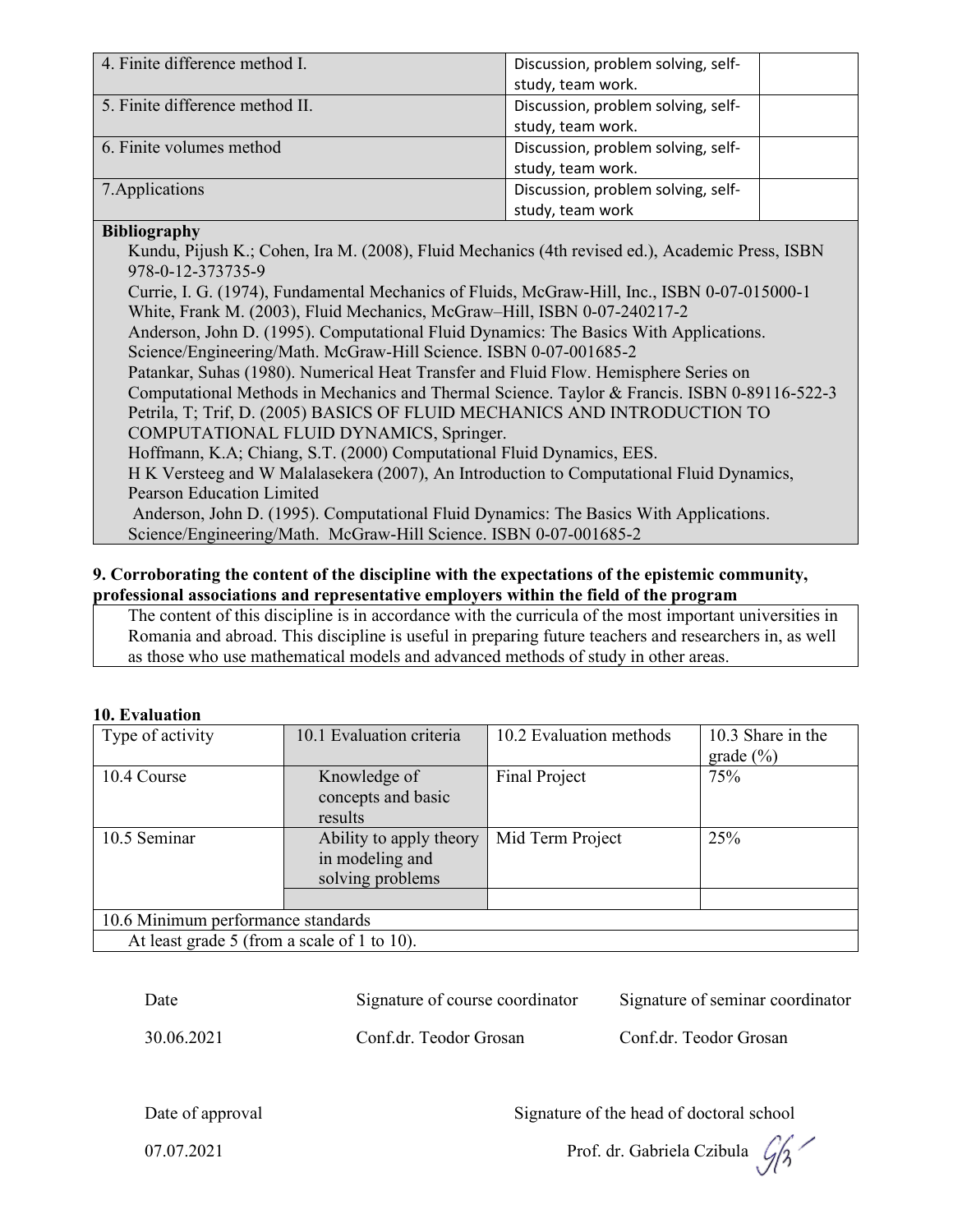| | | |
|---|---|---|
| 4. Finite difference method I. | Discussion, problem solving, self-study, team work. | |
| 5. Finite difference method II. | Discussion, problem solving, self-study, team work. | |
| 6. Finite volumes method | Discussion, problem solving, self-study, team work. | |
| 7.Applications | Discussion, problem solving, self-study, team work | |

**Bibliography**

Kundu, Pijush K.; Cohen, Ira M. (2008), Fluid Mechanics (4th revised ed.), Academic Press, ISBN 978-0-12-373735-9

Currie, I. G. (1974), Fundamental Mechanics of Fluids, McGraw-Hill, Inc., ISBN 0-07-015000-1

White, Frank M. (2003), Fluid Mechanics, McGraw–Hill, ISBN 0-07-240217-2

Anderson, John D. (1995). Computational Fluid Dynamics: The Basics With Applications. Science/Engineering/Math. McGraw-Hill Science. ISBN 0-07-001685-2

Patankar, Suhas (1980). Numerical Heat Transfer and Fluid Flow. Hemisphere Series on Computational Methods in Mechanics and Thermal Science. Taylor & Francis. ISBN 0-89116-522-3

Petrila, T; Trif, D. (2005) BASICS OF FLUID MECHANICS AND INTRODUCTION TO COMPUTATIONAL FLUID DYNAMICS, Springer.

Hoffmann, K.A; Chiang, S.T. (2000) Computational Fluid Dynamics, EES.

H K Versteeg and W Malalasekera (2007), An Introduction to Computational Fluid Dynamics, Pearson Education Limited

Anderson, John D. (1995). Computational Fluid Dynamics: The Basics With Applications. Science/Engineering/Math. McGraw-Hill Science. ISBN 0-07-001685-2

**9. Corroborating the content of the discipline with the expectations of the epistemic community, professional associations and representative employers within the field of the program**

The content of this discipline is in accordance with the curricula of the most important universities in Romania and abroad. This discipline is useful in preparing future teachers and researchers in, as well as those who use mathematical models and advanced methods of study in other areas.

**10. Evaluation**

| Type of activity | 10.1 Evaluation criteria | 10.2 Evaluation methods | 10.3 Share in the grade (%) |
|---|---|---|---|
| 10.4 Course | Knowledge of concepts and basic results | Final Project | 75% |
| 10.5 Seminar | Ability to apply theory in modeling and solving problems | Mid Term Project | 25% |
| | | | |
| 10.6 Minimum performance standards | | | |
| At least grade 5 (from a scale of 1 to 10). | | | |

| Date | Signature of course coordinator | Signature of seminar coordinator |
|---|---|---|
| 30.06.2021 | Conf.dr. Teodor Grosan | Conf.dr. Teodor Grosan |

| Date of approval | Signature of the head of doctoral school |
|---|---|
| 07.07.2021 | Prof. dr. Gabriela Czibula |